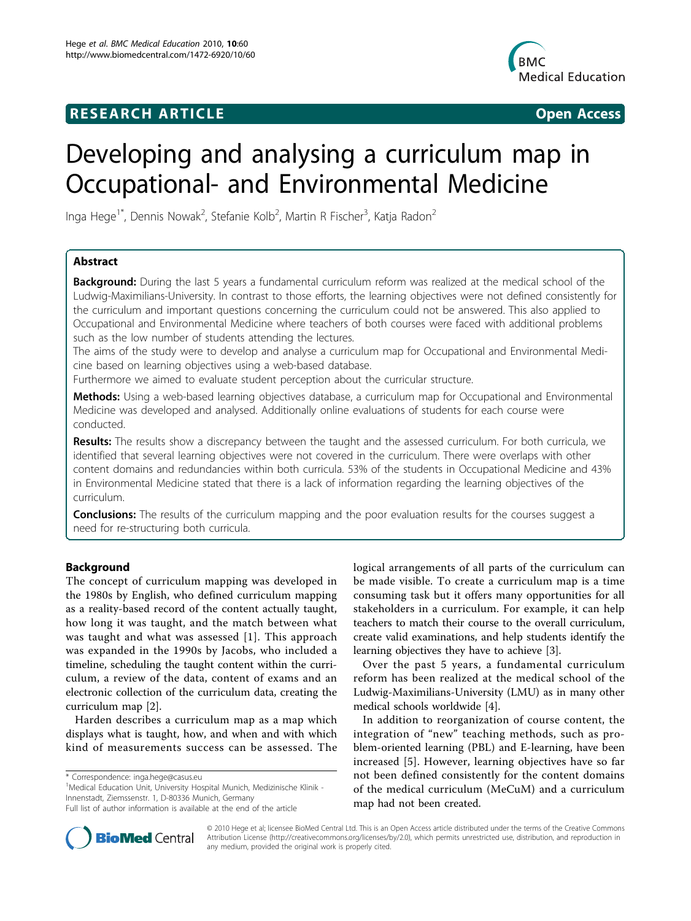RESEARCH ARTICLE Open Access

# Developing and analysing a curriculum map in Occupational- and Environmental Medicine

Inga Hege[1*], Dennis Nowak[2], Stefanie Kolb[2], Martin R Fischer[3], Katja Radon[2]

## Abstract

**Background:** During the last 5 years a fundamental curriculum reform was realized at the medical school of the Ludwig-Maximilians-University. In contrast to those efforts, the learning objectives were not defined consistently for the curriculum and important questions concerning the curriculum could not be answered. This also applied to Occupational and Environmental Medicine where teachers of both courses were faced with additional problems such as the low number of students attending the lectures.

The aims of the study were to develop and analyse a curriculum map for Occupational and Environmental Medicine based on learning objectives using a web-based database.

Furthermore we aimed to evaluate student perception about the curricular structure.

**Methods:** Using a web-based learning objectives database, a curriculum map for Occupational and Environmental Medicine was developed and analysed. Additionally online evaluations of students for each course were conducted.

**Results:** The results show a discrepancy between the taught and the assessed curriculum. For both curricula, we identified that several learning objectives were not covered in the curriculum. There were overlaps with other content domains and redundancies within both curricula. 53% of the students in Occupational Medicine and 43% in Environmental Medicine stated that there is a lack of information regarding the learning objectives of the curriculum.

**Conclusions:** The results of the curriculum mapping and the poor evaluation results for the courses suggest a need for re-structuring both curricula.

## Background

The concept of curriculum mapping was developed in the 1980s by English, who defined curriculum mapping as a reality-based record of the content actually taught, how long it was taught, and the match between what was taught and what was assessed [1]. This approach was expanded in the 1990s by Jacobs, who included a timeline, scheduling the taught content within the curriculum, a review of the data, content of exams and an electronic collection of the curriculum data, creating the curriculum map [2].

Harden describes a curriculum map as a map which displays what is taught, how, and when and with which kind of measurements success can be assessed. The logical arrangements of all parts of the curriculum can be made visible. To create a curriculum map is a time consuming task but it offers many opportunities for all stakeholders in a curriculum. For example, it can help teachers to match their course to the overall curriculum, create valid examinations, and help students identify the learning objectives they have to achieve [3].

Over the past 5 years, a fundamental curriculum reform has been realized at the medical school of the Ludwig-Maximilians-University (LMU) as in many other medical schools worldwide [4].

In addition to reorganization of course content, the integration of "new" teaching methods, such as problem-oriented learning (PBL) and E-learning, have been increased [5]. However, learning objectives have so far not been defined consistently for the content domains of the medical curriculum (MeCuM) and a curriculum map had not been created.

\* Correspondence: inga.hege@casus.eu

[1]Medical Education Unit, University Hospital Munich, Medizinische Klinik - Innenstadt, Ziemssenstr. 1, D-80336 Munich, Germany

Full list of author information is available at the end of the article

© 2010 Hege et al; licensee BioMed Central Ltd. This is an Open Access article distributed under the terms of the Creative Commons Attribution License (http://creativecommons.org/licenses/by/2.0), which permits unrestricted use, distribution, and reproduction in any medium, provided the original work is properly cited.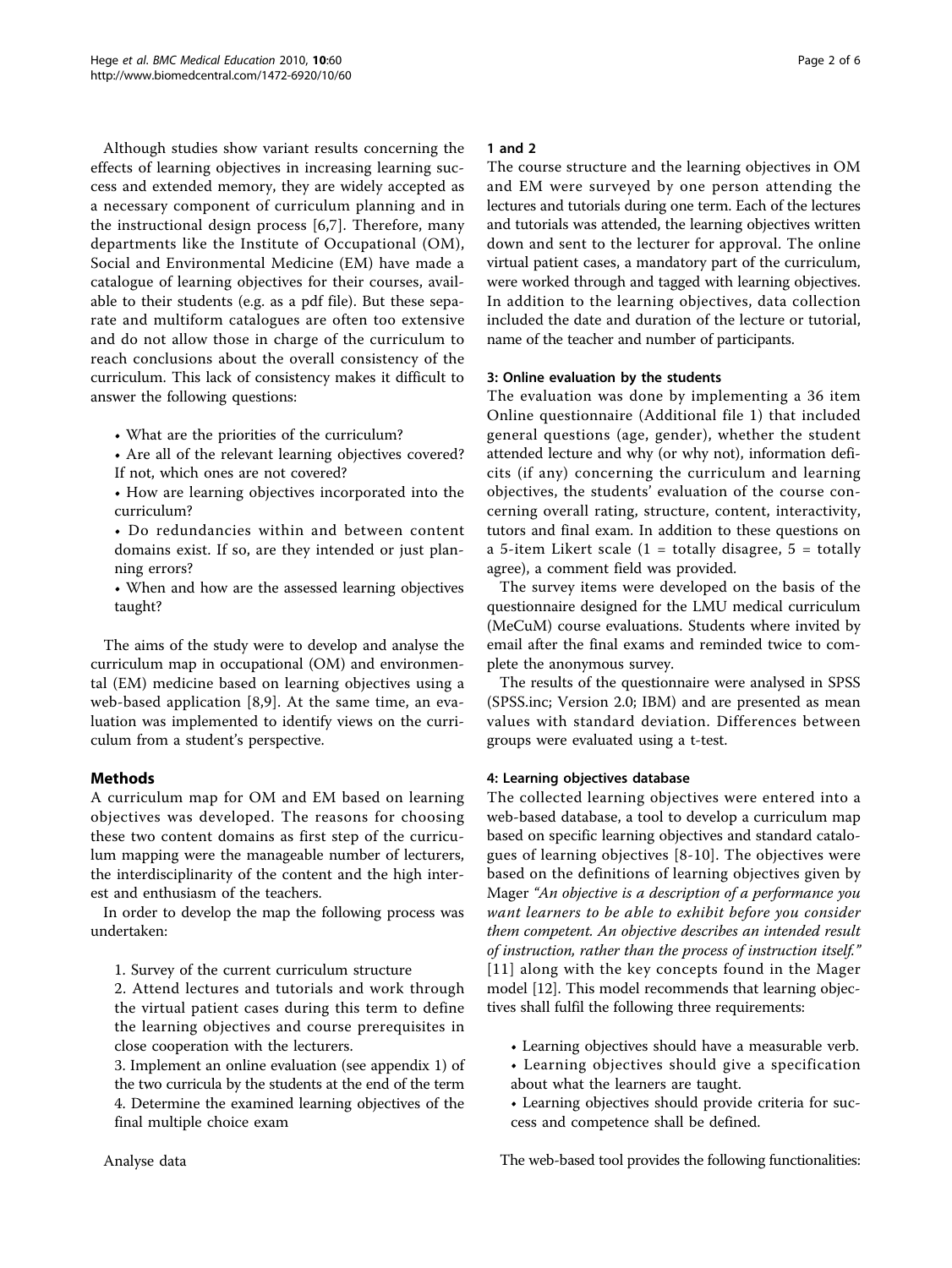Although studies show variant results concerning the effects of learning objectives in increasing learning success and extended memory, they are widely accepted as a necessary component of curriculum planning and in the instructional design process [6,7]. Therefore, many departments like the Institute of Occupational (OM), Social and Environmental Medicine (EM) have made a catalogue of learning objectives for their courses, available to their students (e.g. as a pdf file). But these separate and multiform catalogues are often too extensive and do not allow those in charge of the curriculum to reach conclusions about the overall consistency of the curriculum. This lack of consistency makes it difficult to answer the following questions:

- What are the priorities of the curriculum?
- Are all of the relevant learning objectives covered? If not, which ones are not covered?
- How are learning objectives incorporated into the curriculum?
- Do redundancies within and between content domains exist. If so, are they intended or just planning errors?
- When and how are the assessed learning objectives taught?

The aims of the study were to develop and analyse the curriculum map in occupational (OM) and environmental (EM) medicine based on learning objectives using a web-based application [8,9]. At the same time, an evaluation was implemented to identify views on the curriculum from a student's perspective.

## Methods

A curriculum map for OM and EM based on learning objectives was developed. The reasons for choosing these two content domains as first step of the curriculum mapping were the manageable number of lecturers, the interdisciplinarity of the content and the high interest and enthusiasm of the teachers.

In order to develop the map the following process was undertaken:

1. Survey of the current curriculum structure
2. Attend lectures and tutorials and work through the virtual patient cases during this term to define the learning objectives and course prerequisites in close cooperation with the lecturers.
3. Implement an online evaluation (see appendix 1) of the two curricula by the students at the end of the term
4. Determine the examined learning objectives of the final multiple choice exam

Analyse data

#### 1 and 2

The course structure and the learning objectives in OM and EM were surveyed by one person attending the lectures and tutorials during one term. Each of the lectures and tutorials was attended, the learning objectives written down and sent to the lecturer for approval. The online virtual patient cases, a mandatory part of the curriculum, were worked through and tagged with learning objectives. In addition to the learning objectives, data collection included the date and duration of the lecture or tutorial, name of the teacher and number of participants.

#### 3: Online evaluation by the students

The evaluation was done by implementing a 36 item Online questionnaire (Additional file 1) that included general questions (age, gender), whether the student attended lecture and why (or why not), information deficits (if any) concerning the curriculum and learning objectives, the students' evaluation of the course concerning overall rating, structure, content, interactivity, tutors and final exam. In addition to these questions on a 5-item Likert scale (1 = totally disagree, 5 = totally agree), a comment field was provided.

The survey items were developed on the basis of the questionnaire designed for the LMU medical curriculum (MeCuM) course evaluations. Students where invited by email after the final exams and reminded twice to complete the anonymous survey.

The results of the questionnaire were analysed in SPSS (SPSS.inc; Version 2.0; IBM) and are presented as mean values with standard deviation. Differences between groups were evaluated using a t-test.

#### 4: Learning objectives database

The collected learning objectives were entered into a web-based database, a tool to develop a curriculum map based on specific learning objectives and standard catalogues of learning objectives [8-10]. The objectives were based on the definitions of learning objectives given by Mager *"An objective is a description of a performance you want learners to be able to exhibit before you consider them competent. An objective describes an intended result of instruction, rather than the process of instruction itself."* [11] along with the key concepts found in the Mager model [12]. This model recommends that learning objectives shall fulfil the following three requirements:

- Learning objectives should have a measurable verb.
- Learning objectives should give a specification about what the learners are taught.
- Learning objectives should provide criteria for success and competence shall be defined.

The web-based tool provides the following functionalities: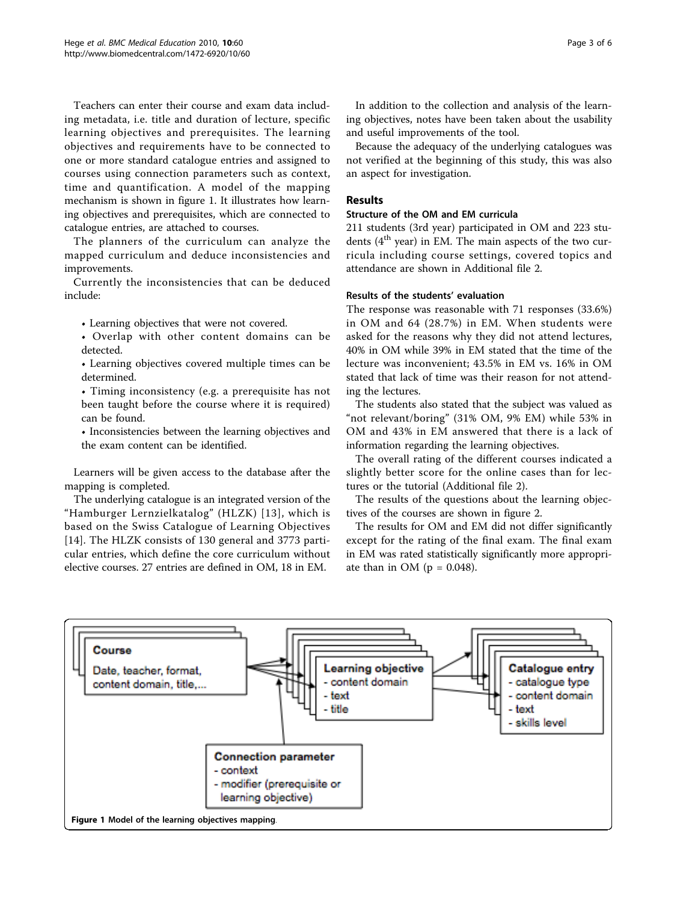Teachers can enter their course and exam data including metadata, i.e. title and duration of lecture, specific learning objectives and prerequisites. The learning objectives and requirements have to be connected to one or more standard catalogue entries and assigned to courses using connection parameters such as context, time and quantification. A model of the mapping mechanism is shown in figure 1. It illustrates how learning objectives and prerequisites, which are connected to catalogue entries, are attached to courses.

The planners of the curriculum can analyze the mapped curriculum and deduce inconsistencies and improvements.

Currently the inconsistencies that can be deduced include:

- Learning objectives that were not covered.
- Overlap with other content domains can be detected.
- Learning objectives covered multiple times can be determined.
- Timing inconsistency (e.g. a prerequisite has not been taught before the course where it is required) can be found.
- Inconsistencies between the learning objectives and the exam content can be identified.

Learners will be given access to the database after the mapping is completed.

The underlying catalogue is an integrated version of the "Hamburger Lernzielkatalog" (HLZK) [13], which is based on the Swiss Catalogue of Learning Objectives [14]. The HLZK consists of 130 general and 3773 particular entries, which define the core curriculum without elective courses. 27 entries are defined in OM, 18 in EM.

In addition to the collection and analysis of the learning objectives, notes have been taken about the usability and useful improvements of the tool.

Because the adequacy of the underlying catalogues was not verified at the beginning of this study, this was also an aspect for investigation.

## Results

### Structure of the OM and EM curricula

211 students (3rd year) participated in OM and 223 students ($4^{th}$ year) in EM. The main aspects of the two curricula including course settings, covered topics and attendance are shown in Additional file 2.

### Results of the students' evaluation

The response was reasonable with 71 responses (33.6%) in OM and 64 (28.7%) in EM. When students were asked for the reasons why they did not attend lectures, 40% in OM while 39% in EM stated that the time of the lecture was inconvenient; 43.5% in EM vs. 16% in OM stated that lack of time was their reason for not attending the lectures.

The students also stated that the subject was valued as "not relevant/boring" (31% OM, 9% EM) while 53% in OM and 43% in EM answered that there is a lack of information regarding the learning objectives.

The overall rating of the different courses indicated a slightly better score for the online cases than for lectures or the tutorial (Additional file 2).

The results of the questions about the learning objectives of the courses are shown in figure 2.

The results for OM and EM did not differ significantly except for the rating of the final exam. The final exam in EM was rated statistically significantly more appropriate than in OM ($p = 0.048$).

**Course**
Date, teacher, format, content domain, title,...

**Learning objective**
- content domain
- text
- title

**Catalogue entry**
- catalogue type
- content domain
- text
- skills level

**Connection parameter**
- context
- modifier (prerequisite or learning objective)

**Figure 1** Model of the learning objectives mapping.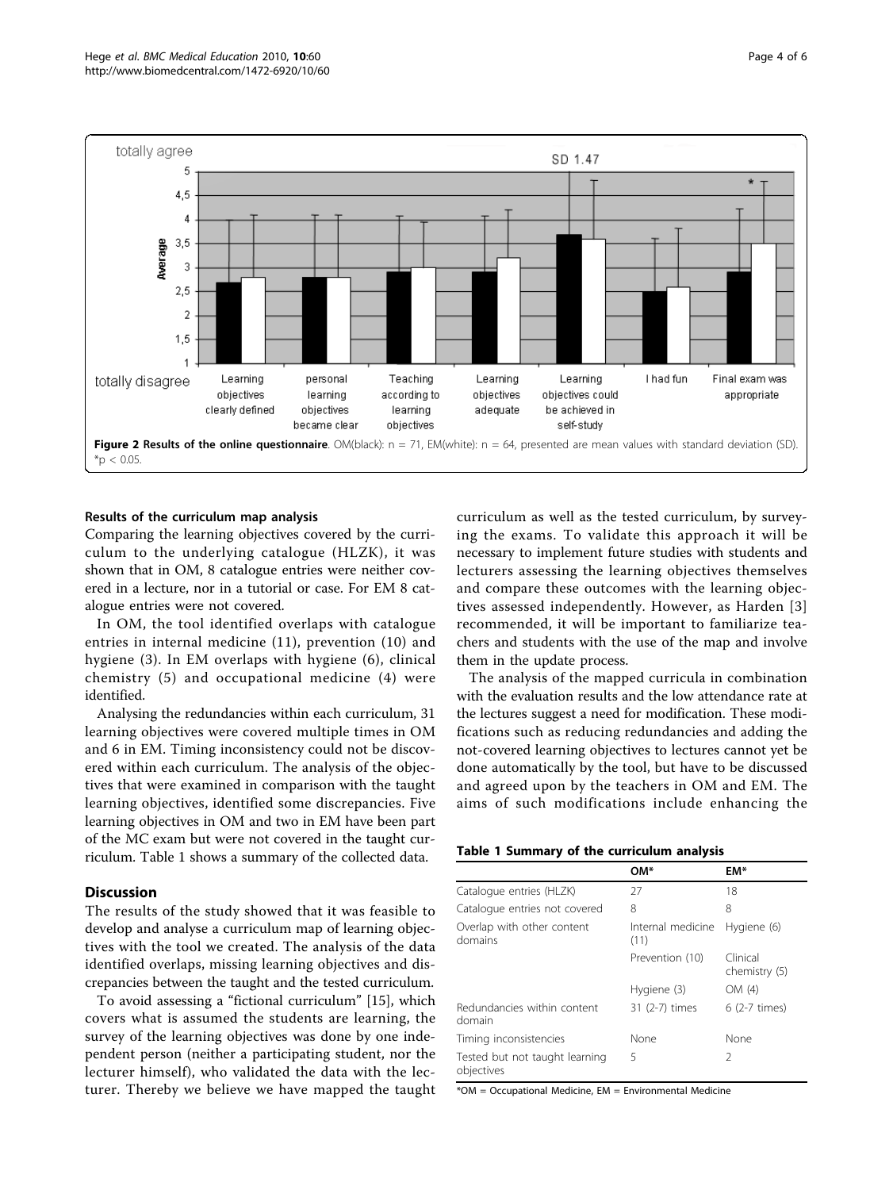**Figure 2 Results of the online questionnaire**. OM(black): n = 71, EM(white): n = 64, presented are mean values with standard deviation (SD). *p < 0.05.

#### Results of the curriculum map analysis

Comparing the learning objectives covered by the curriculum to the underlying catalogue (HLZK), it was shown that in OM, 8 catalogue entries were neither covered in a lecture, nor in a tutorial or case. For EM 8 catalogue entries were not covered.

In OM, the tool identified overlaps with catalogue entries in internal medicine (11), prevention (10) and hygiene (3). In EM overlaps with hygiene (6), clinical chemistry (5) and occupational medicine (4) were identified.

Analysing the redundancies within each curriculum, 31 learning objectives were covered multiple times in OM and 6 in EM. Timing inconsistency could not be discovered within each curriculum. The analysis of the objectives that were examined in comparison with the taught learning objectives, identified some discrepancies. Five learning objectives in OM and two in EM have been part of the MC exam but were not covered in the taught curriculum. Table 1 shows a summary of the collected data.

## Discussion

The results of the study showed that it was feasible to develop and analyse a curriculum map of learning objectives with the tool we created. The analysis of the data identified overlaps, missing learning objectives and discrepancies between the taught and the tested curriculum.

To avoid assessing a "fictional curriculum" [15], which covers what is assumed the students are learning, the survey of the learning objectives was done by one independent person (neither a participating student, nor the lecturer himself), who validated the data with the lecturer. Thereby we believe we have mapped the taught curriculum as well as the tested curriculum, by surveying the exams. To validate this approach it will be necessary to implement future studies with students and lecturers assessing the learning objectives themselves and compare these outcomes with the learning objectives assessed independently. However, as Harden [3] recommended, it will be important to familiarize teachers and students with the use of the map and involve them in the update process.

The analysis of the mapped curricula in combination with the evaluation results and the low attendance rate at the lectures suggest a need for modification. These modifications such as reducing redundancies and adding the not-covered learning objectives to lectures cannot yet be done automatically by the tool, but have to be discussed and agreed upon by the teachers in OM and EM. The aims of such modifications include enhancing the

**Table 1 Summary of the curriculum analysis**

| | OM* | EM* |
|---|---|---|
| Catalogue entries (HLZK) | 27 | 18 |
| Catalogue entries not covered | 8 | 8 |
| Overlap with other content domains | Internal medicine (11) | Hygiene (6) |
| | Prevention (10) | Clinical chemistry (5) |
| | Hygiene (3) | OM (4) |
| Redundancies within content domain | 31 (2-7) times | 6 (2-7 times) |
| Timing inconsistencies | None | None |
| Tested but not taught learning objectives | 5 | 2 |

*OM = Occupational Medicine, EM = Environmental Medicine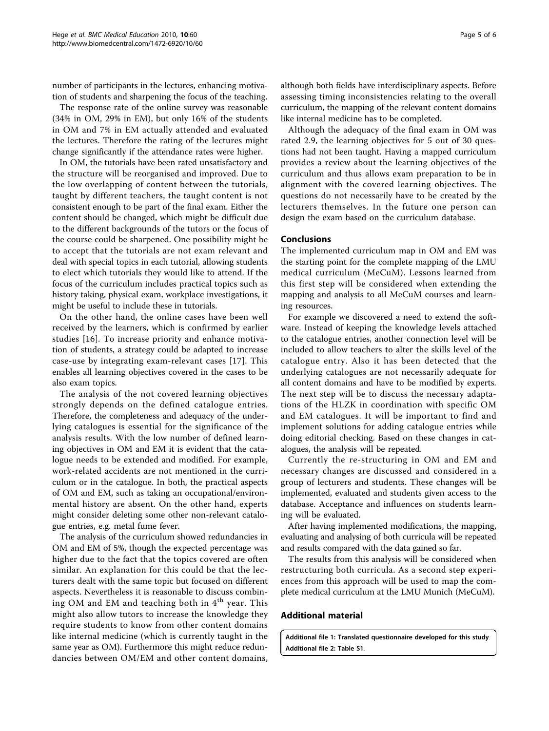number of participants in the lectures, enhancing motivation of students and sharpening the focus of the teaching.

The response rate of the online survey was reasonable (34% in OM, 29% in EM), but only 16% of the students in OM and 7% in EM actually attended and evaluated the lectures. Therefore the rating of the lectures might change significantly if the attendance rates were higher.

In OM, the tutorials have been rated unsatisfactory and the structure will be reorganised and improved. Due to the low overlapping of content between the tutorials, taught by different teachers, the taught content is not consistent enough to be part of the final exam. Either the content should be changed, which might be difficult due to the different backgrounds of the tutors or the focus of the course could be sharpened. One possibility might be to accept that the tutorials are not exam relevant and deal with special topics in each tutorial, allowing students to elect which tutorials they would like to attend. If the focus of the curriculum includes practical topics such as history taking, physical exam, workplace investigations, it might be useful to include these in tutorials.

On the other hand, the online cases have been well received by the learners, which is confirmed by earlier studies [16]. To increase priority and enhance motivation of students, a strategy could be adapted to increase case-use by integrating exam-relevant cases [17]. This enables all learning objectives covered in the cases to be also exam topics.

The analysis of the not covered learning objectives strongly depends on the defined catalogue entries. Therefore, the completeness and adequacy of the underlying catalogues is essential for the significance of the analysis results. With the low number of defined learning objectives in OM and EM it is evident that the catalogue needs to be extended and modified. For example, work-related accidents are not mentioned in the curriculum or in the catalogue. In both, the practical aspects of OM and EM, such as taking an occupational/environmental history are absent. On the other hand, experts might consider deleting some other non-relevant catalogue entries, e.g. metal fume fever.

The analysis of the curriculum showed redundancies in OM and EM of 5%, though the expected percentage was higher due to the fact that the topics covered are often similar. An explanation for this could be that the lecturers dealt with the same topic but focused on different aspects. Nevertheless it is reasonable to discuss combining OM and EM and teaching both in 4th year. This might also allow tutors to increase the knowledge they require students to know from other content domains like internal medicine (which is currently taught in the same year as OM). Furthermore this might reduce redundancies between OM/EM and other content domains, although both fields have interdisciplinary aspects. Before assessing timing inconsistencies relating to the overall curriculum, the mapping of the relevant content domains like internal medicine has to be completed.

Although the adequacy of the final exam in OM was rated 2.9, the learning objectives for 5 out of 30 questions had not been taught. Having a mapped curriculum provides a review about the learning objectives of the curriculum and thus allows exam preparation to be in alignment with the covered learning objectives. The questions do not necessarily have to be created by the lecturers themselves. In the future one person can design the exam based on the curriculum database.

## Conclusions

The implemented curriculum map in OM and EM was the starting point for the complete mapping of the LMU medical curriculum (MeCuM). Lessons learned from this first step will be considered when extending the mapping and analysis to all MeCuM courses and learning resources.

For example we discovered a need to extend the software. Instead of keeping the knowledge levels attached to the catalogue entries, another connection level will be included to allow teachers to alter the skills level of the catalogue entry. Also it has been detected that the underlying catalogues are not necessarily adequate for all content domains and have to be modified by experts. The next step will be to discuss the necessary adaptations of the HLZK in coordination with specific OM and EM catalogues. It will be important to find and implement solutions for adding catalogue entries while doing editorial checking. Based on these changes in catalogues, the analysis will be repeated.

Currently the re-structuring in OM and EM and necessary changes are discussed and considered in a group of lecturers and students. These changes will be implemented, evaluated and students given access to the database. Acceptance and influences on students learning will be evaluated.

After having implemented modifications, the mapping, evaluating and analysing of both curricula will be repeated and results compared with the data gained so far.

The results from this analysis will be considered when restructuring both curricula. As a second step experiences from this approach will be used to map the complete medical curriculum at the LMU Munich (MeCuM).

## Additional material

**Additional file 1: Translated questionnaire developed for this study.**
**Additional file 2: Table S1.**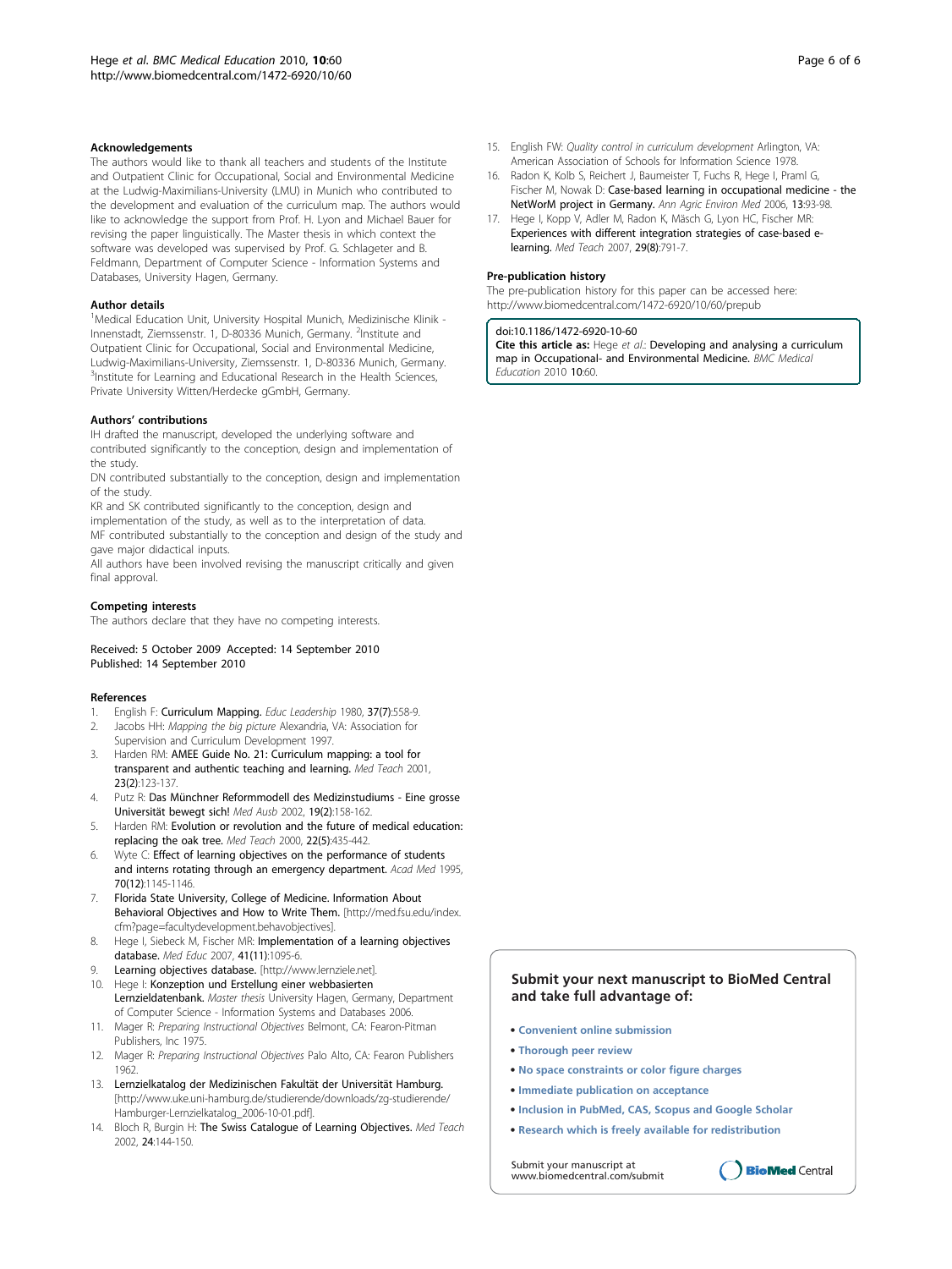#### Acknowledgements

The authors would like to thank all teachers and students of the Institute and Outpatient Clinic for Occupational, Social and Environmental Medicine at the Ludwig-Maximilians-University (LMU) in Munich who contributed to the development and evaluation of the curriculum map. The authors would like to acknowledge the support from Prof. H. Lyon and Michael Bauer for revising the paper linguistically. The Master thesis in which context the software was developed was supervised by Prof. G. Schlageter and B. Feldmann, Department of Computer Science - Information Systems and Databases, University Hagen, Germany.

#### Author details

[1]Medical Education Unit, University Hospital Munich, Medizinische Klinik - Innenstadt, Ziemssenstr. 1, D-80336 Munich, Germany. [2]Institute and Outpatient Clinic for Occupational, Social and Environmental Medicine, Ludwig-Maximilians-University, Ziemssenstr. 1, D-80336 Munich, Germany. [3]Institute for Learning and Educational Research in the Health Sciences, Private University Witten/Herdecke gGmbH, Germany.

#### Authors' contributions

IH drafted the manuscript, developed the underlying software and contributed significantly to the conception, design and implementation of the study.

DN contributed substantially to the conception, design and implementation of the study.

KR and SK contributed significantly to the conception, design and implementation of the study, as well as to the interpretation of data.

MF contributed substantially to the conception and design of the study and gave major didactical inputs.

All authors have been involved revising the manuscript critically and given final approval.

#### Competing interests

The authors declare that they have no competing interests.

Received: 5 October 2009 Accepted: 14 September 2010
Published: 14 September 2010

#### References

1. English F: **Curriculum Mapping.** *Educ Leadership* 1980, **37(7)**:558-9.
2. Jacobs HH: *Mapping the big picture* Alexandria, VA: Association for Supervision and Curriculum Development 1997.
3. Harden RM: **AMEE Guide No. 21: Curriculum mapping: a tool for transparent and authentic teaching and learning.** *Med Teach* 2001, **23(2)**:123-137.
4. Putz R: **Das Münchner Reformmodell des Medizinstudiums - Eine grosse Universität bewegt sich!** *Med Ausb* 2002, **19(2)**:158-162.
5. Harden RM: **Evolution or revolution and the future of medical education: replacing the oak tree.** *Med Teach* 2000, **22(5)**:435-442.
6. Wyte C: **Effect of learning objectives on the performance of students and interns rotating through an emergency department.** *Acad Med* 1995, **70(12)**:1145-1146.
7. **Florida State University, College of Medicine. Information About Behavioral Objectives and How to Write Them.** [http://med.fsu.edu/index.cfm?page=facultydevelopment.behavobjectives].
8. Hege I, Siebeck M, Fischer MR: **Implementation of a learning objectives database.** *Med Educ* 2007, **41(11)**:1095-6.
9. **Learning objectives database.** [http://www.lernziele.net].
10. Hege I: **Konzeption und Erstellung einer webbasierten Lernzieldatenbank.** *Master thesis* University Hagen, Germany, Department of Computer Science - Information Systems and Databases 2006.
11. Mager R: *Preparing Instructional Objectives* Belmont, CA: Fearon-Pitman Publishers, Inc 1975.
12. Mager R: *Preparing Instructional Objectives* Palo Alto, CA: Fearon Publishers 1962.
13. **Lernzielkatalog der Medizinischen Fakultät der Universität Hamburg.** [http://www.uke.uni-hamburg.de/studierende/downloads/zg-studierende/Hamburger-Lernzielkatalog_2006-10-01.pdf].
14. Bloch R, Burgin H: **The Swiss Catalogue of Learning Objectives.** *Med Teach* 2002, **24**:144-150.
15. English FW: *Quality control in curriculum development* Arlington, VA: American Association of Schools for Information Science 1978.
16. Radon K, Kolb S, Reichert J, Baumeister T, Fuchs R, Hege I, Praml G, Fischer M, Nowak D: **Case-based learning in occupational medicine - the NetWorM project in Germany.** *Ann Agric Environ Med* 2006, **13**:93-98.
17. Hege I, Kopp V, Adler M, Radon K, Mäsch G, Lyon HC, Fischer MR: **Experiences with different integration strategies of case-based e-learning.** *Med Teach* 2007, **29(8)**:791-7.

#### Pre-publication history

The pre-publication history for this paper can be accessed here:
http://www.biomedcentral.com/1472-6920/10/60/prepub

doi:10.1186/1472-6920-10-60
**Cite this article as:** Hege *et al.*: Developing and analysing a curriculum map in Occupational- and Environmental Medicine. *BMC Medical Education* 2010 **10**:60.

**Submit your next manuscript to BioMed Central and take full advantage of:**

- **Convenient online submission**
- **Thorough peer review**
- **No space constraints or color figure charges**
- **Immediate publication on acceptance**
- **Inclusion in PubMed, CAS, Scopus and Google Scholar**
- **Research which is freely available for redistribution**

Submit your manuscript at
www.biomedcentral.com/submit